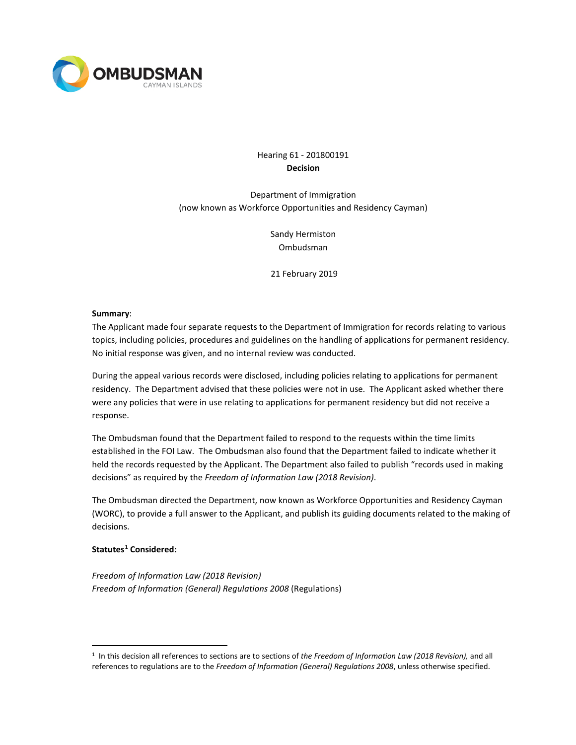OMBUDSMAN
CAYMAN ISLANDS

Hearing 61 - 201800191

**Decision**

Department of Immigration
(now known as Workforce Opportunities and Residency Cayman)

Sandy Hermiston
Ombudsman

21 February 2019

**Summary**:

The Applicant made four separate requests to the Department of Immigration for records relating to various topics, including policies, procedures and guidelines on the handling of applications for permanent residency. No initial response was given, and no internal review was conducted.

During the appeal various records were disclosed, including policies relating to applications for permanent residency. The Department advised that these policies were not in use. The Applicant asked whether there were any policies that were in use relating to applications for permanent residency but did not receive a response.

The Ombudsman found that the Department failed to respond to the requests within the time limits established in the FOI Law. The Ombudsman also found that the Department failed to indicate whether it held the records requested by the Applicant. The Department also failed to publish "records used in making decisions" as required by the *Freedom of Information Law (2018 Revision)*.

The Ombudsman directed the Department, now known as Workforce Opportunities and Residency Cayman (WORC), to provide a full answer to the Applicant, and publish its guiding documents related to the making of decisions.

**Statutes[1] Considered:**

*Freedom of Information Law (2018 Revision)*
*Freedom of Information (General) Regulations 2008* (Regulations)

[1] In this decision all references to sections are to sections of *the Freedom of Information Law (2018 Revision),* and all references to regulations are to the *Freedom of Information (General) Regulations 2008*, unless otherwise specified.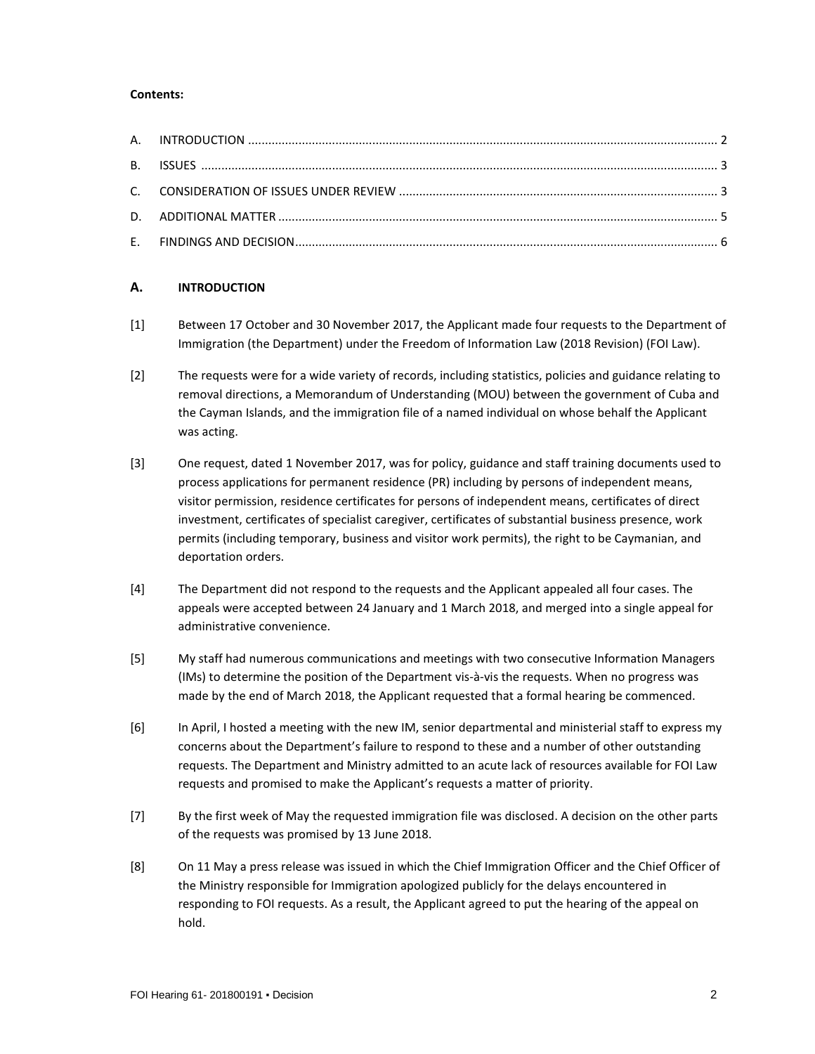**Contents:**

A. INTRODUCTION ........................................................................................................................................ 2

B. ISSUES ...................................................................................................................................................... 3

C. CONSIDERATION OF ISSUES UNDER REVIEW ............................................................................................ 3

D. ADDITIONAL MATTER ............................................................................................................................... 5

E. FINDINGS AND DECISION.......................................................................................................................... 6

## A. INTRODUCTION

[1] Between 17 October and 30 November 2017, the Applicant made four requests to the Department of Immigration (the Department) under the Freedom of Information Law (2018 Revision) (FOI Law).

[2] The requests were for a wide variety of records, including statistics, policies and guidance relating to removal directions, a Memorandum of Understanding (MOU) between the government of Cuba and the Cayman Islands, and the immigration file of a named individual on whose behalf the Applicant was acting.

[3] One request, dated 1 November 2017, was for policy, guidance and staff training documents used to process applications for permanent residence (PR) including by persons of independent means, visitor permission, residence certificates for persons of independent means, certificates of direct investment, certificates of specialist caregiver, certificates of substantial business presence, work permits (including temporary, business and visitor work permits), the right to be Caymanian, and deportation orders.

[4] The Department did not respond to the requests and the Applicant appealed all four cases. The appeals were accepted between 24 January and 1 March 2018, and merged into a single appeal for administrative convenience.

[5] My staff had numerous communications and meetings with two consecutive Information Managers (IMs) to determine the position of the Department vis-à-vis the requests. When no progress was made by the end of March 2018, the Applicant requested that a formal hearing be commenced.

[6] In April, I hosted a meeting with the new IM, senior departmental and ministerial staff to express my concerns about the Department's failure to respond to these and a number of other outstanding requests. The Department and Ministry admitted to an acute lack of resources available for FOI Law requests and promised to make the Applicant's requests a matter of priority.

[7] By the first week of May the requested immigration file was disclosed. A decision on the other parts of the requests was promised by 13 June 2018.

[8] On 11 May a press release was issued in which the Chief Immigration Officer and the Chief Officer of the Ministry responsible for Immigration apologized publicly for the delays encountered in responding to FOI requests. As a result, the Applicant agreed to put the hearing of the appeal on hold.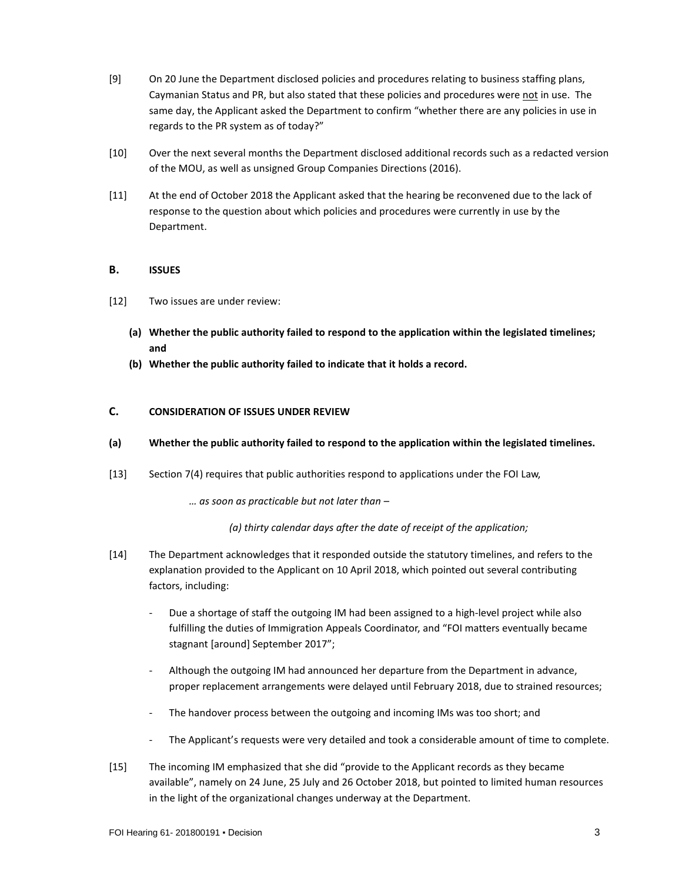[9] On 20 June the Department disclosed policies and procedures relating to business staffing plans, Caymanian Status and PR, but also stated that these policies and procedures were <u>not</u> in use. The same day, the Applicant asked the Department to confirm "whether there are any policies in use in regards to the PR system as of today?"

[10] Over the next several months the Department disclosed additional records such as a redacted version of the MOU, as well as unsigned Group Companies Directions (2016).

[11] At the end of October 2018 the Applicant asked that the hearing be reconvened due to the lack of response to the question about which policies and procedures were currently in use by the Department.

## B. ISSUES

[12] Two issues are under review:

**(a) Whether the public authority failed to respond to the application within the legislated timelines; and**

**(b) Whether the public authority failed to indicate that it holds a record.**

## C. CONSIDERATION OF ISSUES UNDER REVIEW

### (a) Whether the public authority failed to respond to the application within the legislated timelines.

[13] Section 7(4) requires that public authorities respond to applications under the FOI Law,

> *… as soon as practicable but not later than –*
>
> *(a) thirty calendar days after the date of receipt of the application;*

[14] The Department acknowledges that it responded outside the statutory timelines, and refers to the explanation provided to the Applicant on 10 April 2018, which pointed out several contributing factors, including:

- Due a shortage of staff the outgoing IM had been assigned to a high-level project while also fulfilling the duties of Immigration Appeals Coordinator, and "FOI matters eventually became stagnant [around] September 2017";
- Although the outgoing IM had announced her departure from the Department in advance, proper replacement arrangements were delayed until February 2018, due to strained resources;
- The handover process between the outgoing and incoming IMs was too short; and
- The Applicant's requests were very detailed and took a considerable amount of time to complete.

[15] The incoming IM emphasized that she did "provide to the Applicant records as they became available", namely on 24 June, 25 July and 26 October 2018, but pointed to limited human resources in the light of the organizational changes underway at the Department.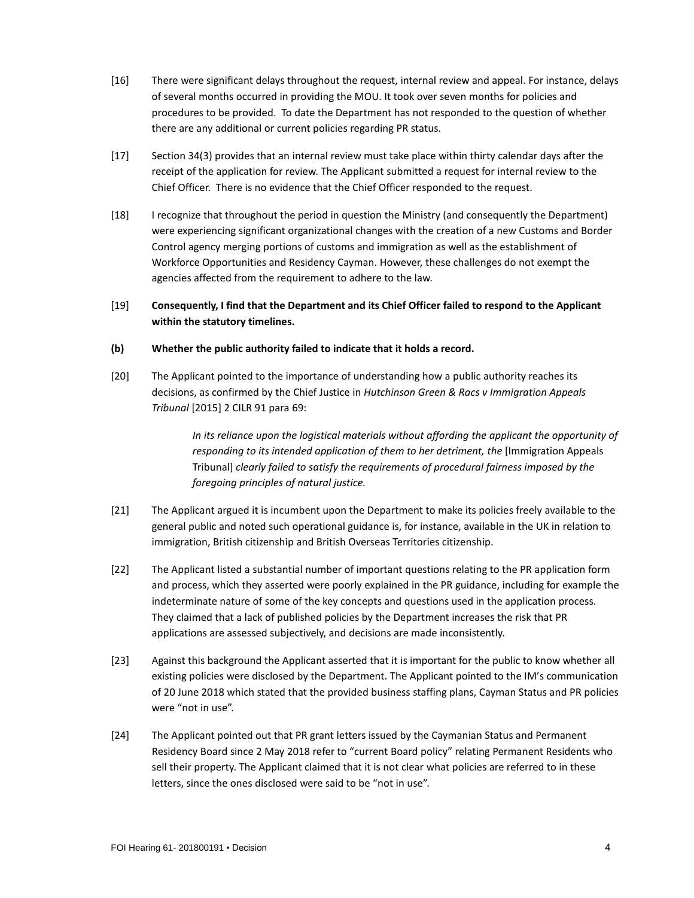[16] There were significant delays throughout the request, internal review and appeal. For instance, delays of several months occurred in providing the MOU. It took over seven months for policies and procedures to be provided. To date the Department has not responded to the question of whether there are any additional or current policies regarding PR status.

[17] Section 34(3) provides that an internal review must take place within thirty calendar days after the receipt of the application for review. The Applicant submitted a request for internal review to the Chief Officer. There is no evidence that the Chief Officer responded to the request.

[18] I recognize that throughout the period in question the Ministry (and consequently the Department) were experiencing significant organizational changes with the creation of a new Customs and Border Control agency merging portions of customs and immigration as well as the establishment of Workforce Opportunities and Residency Cayman. However, these challenges do not exempt the agencies affected from the requirement to adhere to the law.

[19] **Consequently, I find that the Department and its Chief Officer failed to respond to the Applicant within the statutory timelines.**

**(b) Whether the public authority failed to indicate that it holds a record.**

[20] The Applicant pointed to the importance of understanding how a public authority reaches its decisions, as confirmed by the Chief Justice in *Hutchinson Green & Racs v Immigration Appeals Tribunal* [2015] 2 CILR 91 para 69:

> *In its reliance upon the logistical materials without affording the applicant the opportunity of responding to its intended application of them to her detriment, the* [Immigration Appeals Tribunal] *clearly failed to satisfy the requirements of procedural fairness imposed by the foregoing principles of natural justice.*

[21] The Applicant argued it is incumbent upon the Department to make its policies freely available to the general public and noted such operational guidance is, for instance, available in the UK in relation to immigration, British citizenship and British Overseas Territories citizenship.

[22] The Applicant listed a substantial number of important questions relating to the PR application form and process, which they asserted were poorly explained in the PR guidance, including for example the indeterminate nature of some of the key concepts and questions used in the application process. They claimed that a lack of published policies by the Department increases the risk that PR applications are assessed subjectively, and decisions are made inconsistently.

[23] Against this background the Applicant asserted that it is important for the public to know whether all existing policies were disclosed by the Department. The Applicant pointed to the IM's communication of 20 June 2018 which stated that the provided business staffing plans, Cayman Status and PR policies were "not in use".

[24] The Applicant pointed out that PR grant letters issued by the Caymanian Status and Permanent Residency Board since 2 May 2018 refer to "current Board policy" relating Permanent Residents who sell their property. The Applicant claimed that it is not clear what policies are referred to in these letters, since the ones disclosed were said to be "not in use".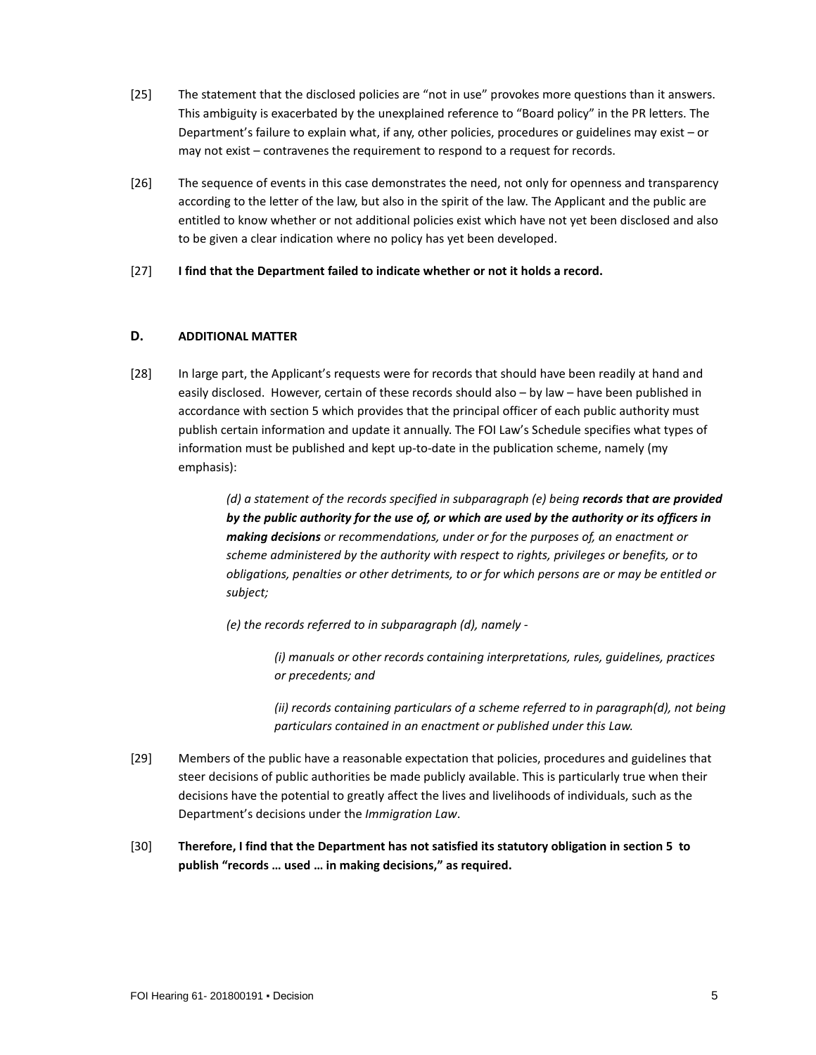[25] The statement that the disclosed policies are "not in use" provokes more questions than it answers. This ambiguity is exacerbated by the unexplained reference to "Board policy" in the PR letters. The Department's failure to explain what, if any, other policies, procedures or guidelines may exist – or may not exist – contravenes the requirement to respond to a request for records.

[26] The sequence of events in this case demonstrates the need, not only for openness and transparency according to the letter of the law, but also in the spirit of the law. The Applicant and the public are entitled to know whether or not additional policies exist which have not yet been disclosed and also to be given a clear indication where no policy has yet been developed.

[27] **I find that the Department failed to indicate whether or not it holds a record.**

## D. ADDITIONAL MATTER

[28] In large part, the Applicant's requests were for records that should have been readily at hand and easily disclosed. However, certain of these records should also – by law – have been published in accordance with section 5 which provides that the principal officer of each public authority must publish certain information and update it annually. The FOI Law's Schedule specifies what types of information must be published and kept up-to-date in the publication scheme, namely (my emphasis):

> *(d) a statement of the records specified in subparagraph (e) being **records that are provided by the public authority for the use of, or which are used by the authority or its officers in making decisions** or recommendations, under or for the purposes of, an enactment or scheme administered by the authority with respect to rights, privileges or benefits, or to obligations, penalties or other detriments, to or for which persons are or may be entitled or subject;*
>
> *(e) the records referred to in subparagraph (d), namely -*
>
> > *(i) manuals or other records containing interpretations, rules, guidelines, practices or precedents; and*
> >
> > *(ii) records containing particulars of a scheme referred to in paragraph(d), not being particulars contained in an enactment or published under this Law.*

[29] Members of the public have a reasonable expectation that policies, procedures and guidelines that steer decisions of public authorities be made publicly available. This is particularly true when their decisions have the potential to greatly affect the lives and livelihoods of individuals, such as the Department's decisions under the *Immigration Law*.

[30] **Therefore, I find that the Department has not satisfied its statutory obligation in section 5 to publish "records … used … in making decisions," as required.**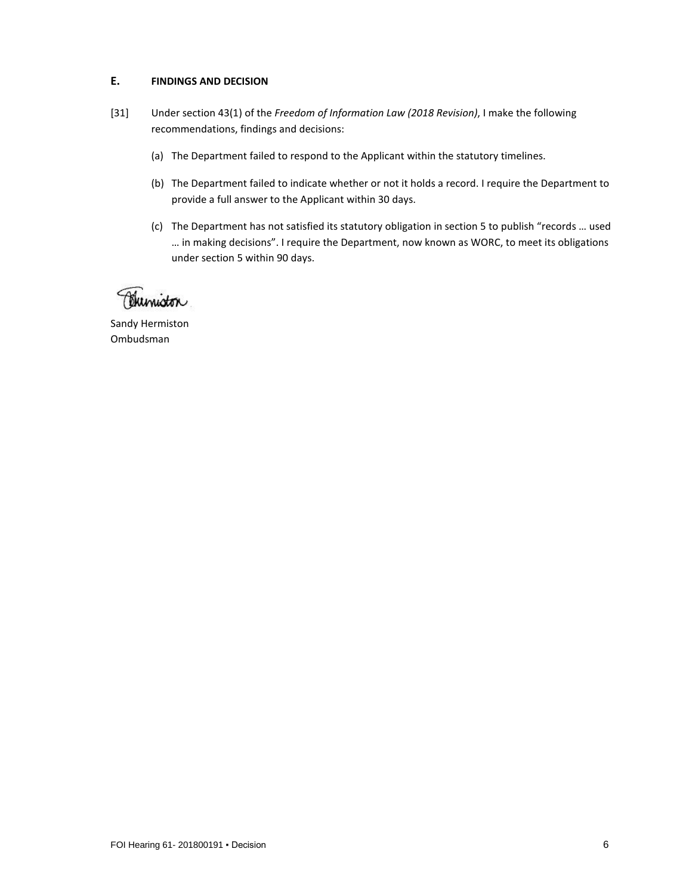## E. FINDINGS AND DECISION

[31] Under section 43(1) of the *Freedom of Information Law (2018 Revision)*, I make the following recommendations, findings and decisions:

(a) The Department failed to respond to the Applicant within the statutory timelines.

(b) The Department failed to indicate whether or not it holds a record. I require the Department to provide a full answer to the Applicant within 30 days.

(c) The Department has not satisfied its statutory obligation in section 5 to publish "records … used … in making decisions". I require the Department, now known as WORC, to meet its obligations under section 5 within 90 days.

Sandy Hermiston
Ombudsman